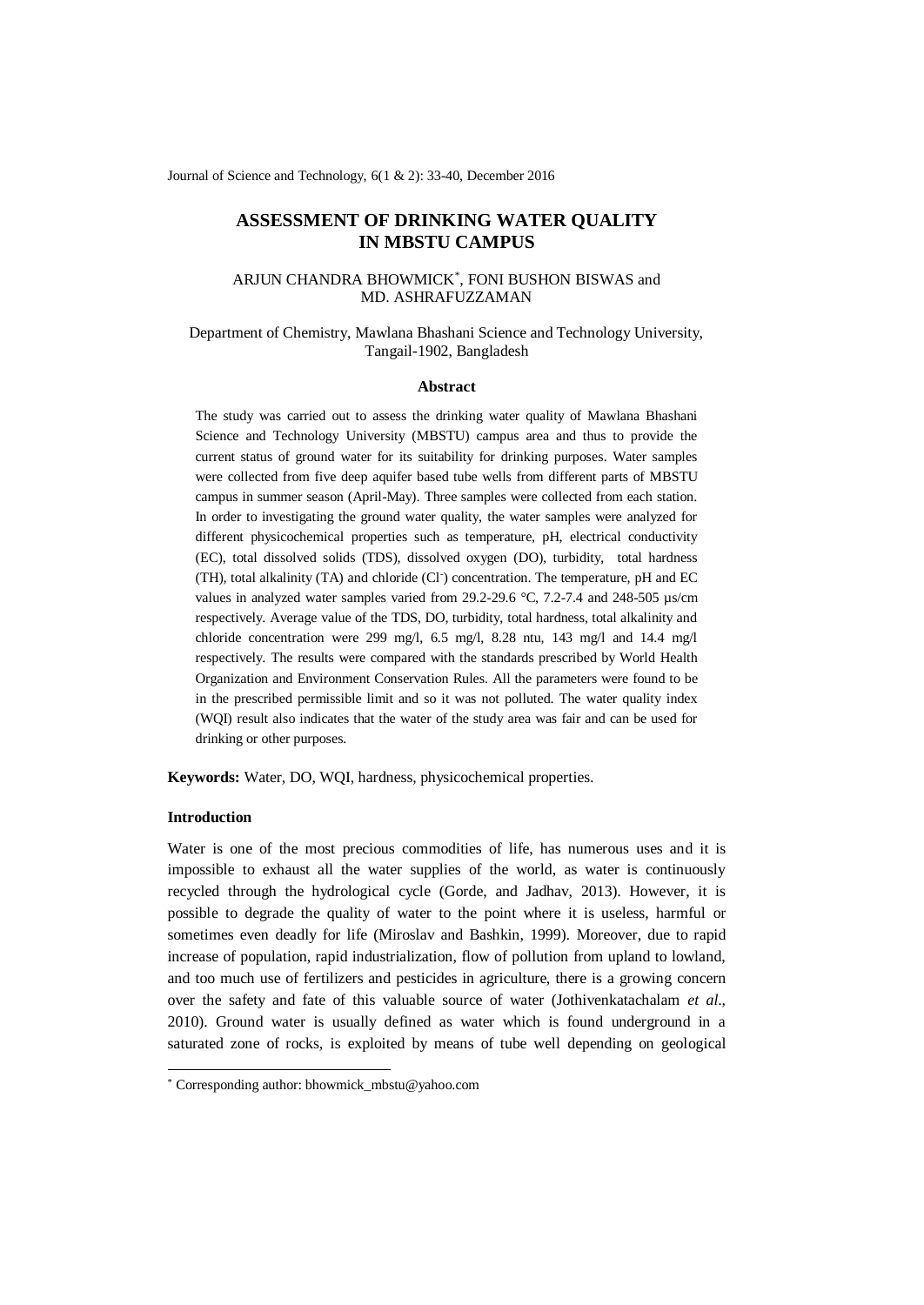# ASSESSMENT OF DRINKING WATER QUALITY IN MBSTU CAMPUS

ARJUN CHANDRA BHOWMICK[*], FONI BUSHON BISWAS and MD. ASHRAFUZZAMAN

Department of Chemistry, Mawlana Bhashani Science and Technology University, Tangail-1902, Bangladesh

## Abstract

The study was carried out to assess the drinking water quality of Mawlana Bhashani Science and Technology University (MBSTU) campus area and thus to provide the current status of ground water for its suitability for drinking purposes. Water samples were collected from five deep aquifer based tube wells from different parts of MBSTU campus in summer season (April-May). Three samples were collected from each station. In order to investigating the ground water quality, the water samples were analyzed for different physicochemical properties such as temperature, pH, electrical conductivity (EC), total dissolved solids (TDS), dissolved oxygen (DO), turbidity, total hardness (TH), total alkalinity (TA) and chloride ($Cl^-$) concentration. The temperature, pH and EC values in analyzed water samples varied from 29.2-29.6 °C, 7.2-7.4 and 248-505 µs/cm respectively. Average value of the TDS, DO, turbidity, total hardness, total alkalinity and chloride concentration were 299 mg/l, 6.5 mg/l, 8.28 ntu, 143 mg/l and 14.4 mg/l respectively. The results were compared with the standards prescribed by World Health Organization and Environment Conservation Rules. All the parameters were found to be in the prescribed permissible limit and so it was not polluted. The water quality index (WQI) result also indicates that the water of the study area was fair and can be used for drinking or other purposes.

**Keywords:** Water, DO, WQI, hardness, physicochemical properties.

## Introduction

Water is one of the most precious commodities of life, has numerous uses and it is impossible to exhaust all the water supplies of the world, as water is continuously recycled through the hydrological cycle (Gorde, and Jadhav, 2013). However, it is possible to degrade the quality of water to the point where it is useless, harmful or sometimes even deadly for life (Miroslav and Bashkin, 1999). Moreover, due to rapid increase of population, rapid industrialization, flow of pollution from upland to lowland, and too much use of fertilizers and pesticides in agriculture, there is a growing concern over the safety and fate of this valuable source of water (Jothivenkatachalam *et al*., 2010). Ground water is usually defined as water which is found underground in a saturated zone of rocks, is exploited by means of tube well depending on geological

[*] Corresponding author: bhowmick_mbstu@yahoo.com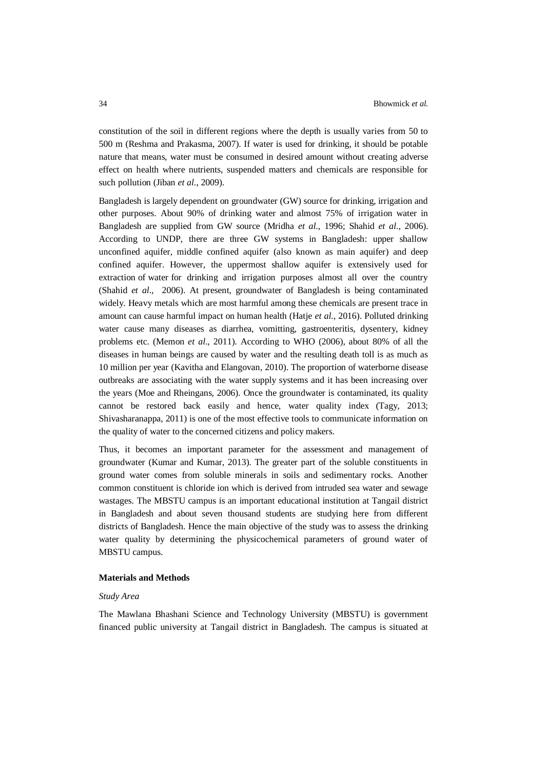constitution of the soil in different regions where the depth is usually varies from 50 to 500 m (Reshma and Prakasma, 2007). If water is used for drinking, it should be potable nature that means, water must be consumed in desired amount without creating adverse effect on health where nutrients, suspended matters and chemicals are responsible for such pollution (Jiban *et al*., 2009).

Bangladesh is largely dependent on groundwater (GW) source for drinking, irrigation and other purposes. About 90% of drinking water and almost 75% of irrigation water in Bangladesh are supplied from GW source (Mridha *et al*., 1996; Shahid *et al*., 2006). According to UNDP, there are three GW systems in Bangladesh: upper shallow unconfined aquifer, middle confined aquifer (also known as main aquifer) and deep confined aquifer. However, the uppermost shallow aquifer is extensively used for extraction of water for drinking and irrigation purposes almost all over the country (Shahid *et al*., 2006). At present, groundwater of Bangladesh is being contaminated widely. Heavy metals which are most harmful among these chemicals are present trace in amount can cause harmful impact on human health (Hatje *et al*., 2016). Polluted drinking water cause many diseases as diarrhea, vomitting, gastroenteritis, dysentery, kidney problems etc. (Memon *et al*., 2011). According to WHO (2006), about 80% of all the diseases in human beings are caused by water and the resulting death toll is as much as 10 million per year (Kavitha and Elangovan, 2010). The proportion of waterborne disease outbreaks are associating with the water supply systems and it has been increasing over the years (Moe and Rheingans, 2006). Once the groundwater is contaminated, its quality cannot be restored back easily and hence, water quality index (Tagy, 2013; Shivasharanappa, 2011) is one of the most effective tools to communicate information on the quality of water to the concerned citizens and policy makers.

Thus, it becomes an important parameter for the assessment and management of groundwater (Kumar and Kumar, 2013). The greater part of the soluble constituents in ground water comes from soluble minerals in soils and sedimentary rocks. Another common constituent is chloride ion which is derived from intruded sea water and sewage wastages. The MBSTU campus is an important educational institution at Tangail district in Bangladesh and about seven thousand students are studying here from different districts of Bangladesh. Hence the main objective of the study was to assess the drinking water quality by determining the physicochemical parameters of ground water of MBSTU campus.

## Materials and Methods

### *Study Area*

The Mawlana Bhashani Science and Technology University (MBSTU) is government financed public university at Tangail district in Bangladesh. The campus is situated at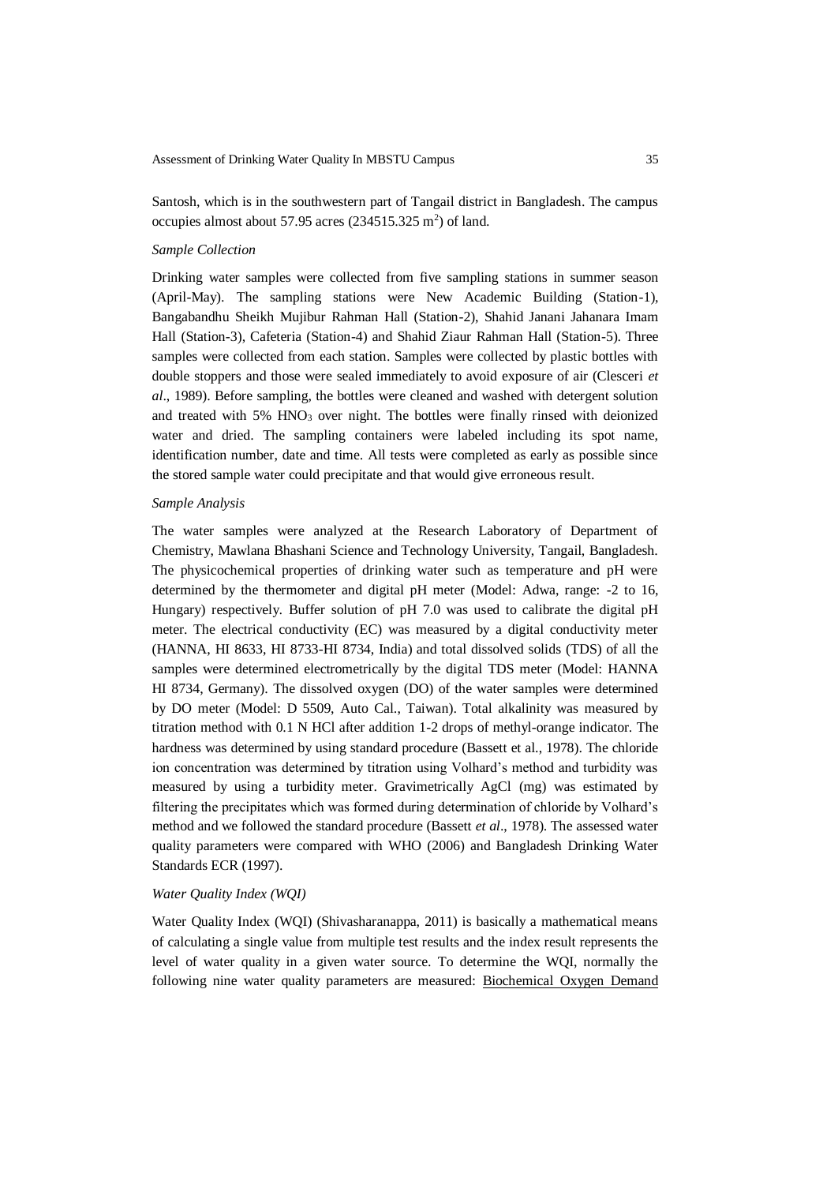Santosh, which is in the southwestern part of Tangail district in Bangladesh. The campus occupies almost about 57.95 acres (234515.325 $m^2$) of land.

### *Sample Collection*

Drinking water samples were collected from five sampling stations in summer season (April-May). The sampling stations were New Academic Building (Station-1), Bangabandhu Sheikh Mujibur Rahman Hall (Station-2), Shahid Janani Jahanara Imam Hall (Station-3), Cafeteria (Station-4) and Shahid Ziaur Rahman Hall (Station-5). Three samples were collected from each station. Samples were collected by plastic bottles with double stoppers and those were sealed immediately to avoid exposure of air (Clesceri *et al*., 1989). Before sampling, the bottles were cleaned and washed with detergent solution and treated with 5% $HNO_3$ over night. The bottles were finally rinsed with deionized water and dried. The sampling containers were labeled including its spot name, identification number, date and time. All tests were completed as early as possible since the stored sample water could precipitate and that would give erroneous result.

### *Sample Analysis*

The water samples were analyzed at the Research Laboratory of Department of Chemistry, Mawlana Bhashani Science and Technology University, Tangail, Bangladesh. The physicochemical properties of drinking water such as temperature and pH were determined by the thermometer and digital pH meter (Model: Adwa, range: -2 to 16, Hungary) respectively. Buffer solution of pH 7.0 was used to calibrate the digital pH meter. The electrical conductivity (EC) was measured by a digital conductivity meter (HANNA, HI 8633, HI 8733-HI 8734, India) and total dissolved solids (TDS) of all the samples were determined electrometrically by the digital TDS meter (Model: HANNA HI 8734, Germany). The dissolved oxygen (DO) of the water samples were determined by DO meter (Model: D 5509, Auto Cal., Taiwan). Total alkalinity was measured by titration method with 0.1 N HCl after addition 1-2 drops of methyl-orange indicator. The hardness was determined by using standard procedure (Bassett et al., 1978). The chloride ion concentration was determined by titration using Volhard's method and turbidity was measured by using a turbidity meter. Gravimetrically AgCl (mg) was estimated by filtering the precipitates which was formed during determination of chloride by Volhard's method and we followed the standard procedure (Bassett *et al*., 1978). The assessed water quality parameters were compared with WHO (2006) and Bangladesh Drinking Water Standards ECR (1997).

### *Water Quality Index (WQI)*

Water Quality Index (WQI) (Shivasharanappa, 2011) is basically a mathematical means of calculating a single value from multiple test results and the index result represents the level of water quality in a given water source. To determine the WQI, normally the following nine water quality parameters are measured: Biochemical Oxygen Demand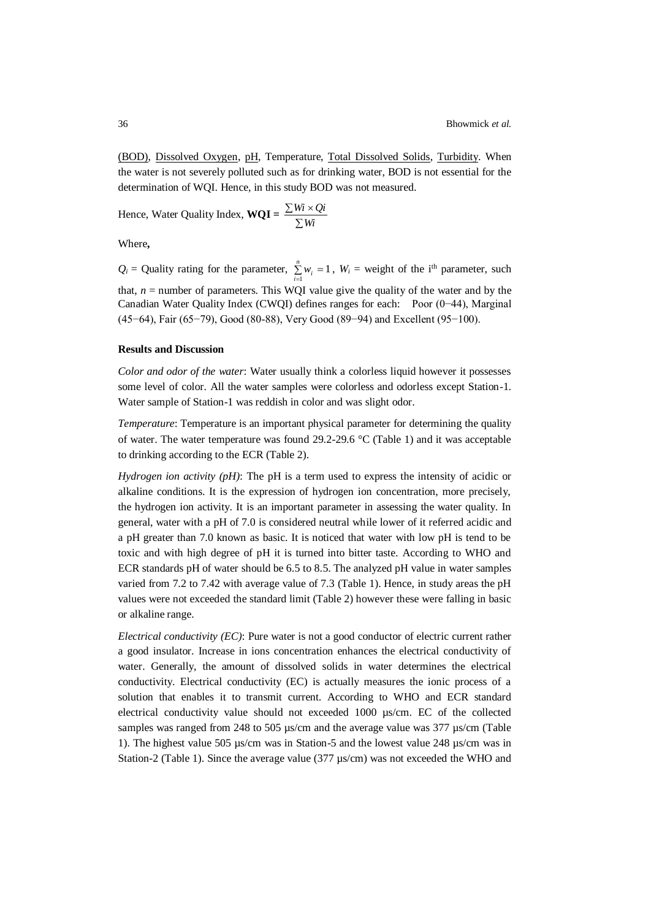(BOD), Dissolved Oxygen, pH, Temperature, Total Dissolved Solids, Turbidity. When the water is not severely polluted such as for drinking water, BOD is not essential for the determination of WQI. Hence, in this study BOD was not measured.

Hence, Water Quality Index, **WQI =** $\frac{\sum Wi \times Qi}{\sum Wi}$

Where**,**

$Q_i$ = Quality rating for the parameter, $\sum_{i=1}^{n} w_i = 1$, $W_i$ = weight of the i[th] parameter, such that, $n$ = number of parameters. This WQI value give the quality of the water and by the Canadian Water Quality Index (CWQI) defines ranges for each: Poor (0−44), Marginal (45−64), Fair (65−79), Good (80-88), Very Good (89−94) and Excellent (95−100).

**Results and Discussion**

*Color and odor of the water*: Water usually think a colorless liquid however it possesses some level of color. All the water samples were colorless and odorless except Station-1. Water sample of Station-1 was reddish in color and was slight odor.

*Temperature*: Temperature is an important physical parameter for determining the quality of water. The water temperature was found 29.2-29.6 °C (Table 1) and it was acceptable to drinking according to the ECR (Table 2).

*Hydrogen ion activity (pH)*: The pH is a term used to express the intensity of acidic or alkaline conditions. It is the expression of hydrogen ion concentration, more precisely, the hydrogen ion activity. It is an important parameter in assessing the water quality. In general, water with a pH of 7.0 is considered neutral while lower of it referred acidic and a pH greater than 7.0 known as basic. It is noticed that water with low pH is tend to be toxic and with high degree of pH it is turned into bitter taste. According to WHO and ECR standards pH of water should be 6.5 to 8.5. The analyzed pH value in water samples varied from 7.2 to 7.42 with average value of 7.3 (Table 1). Hence, in study areas the pH values were not exceeded the standard limit (Table 2) however these were falling in basic or alkaline range.

*Electrical conductivity (EC)*: Pure water is not a good conductor of electric current rather a good insulator. Increase in ions concentration enhances the electrical conductivity of water. Generally, the amount of dissolved solids in water determines the electrical conductivity. Electrical conductivity (EC) is actually measures the ionic process of a solution that enables it to transmit current. According to WHO and ECR standard electrical conductivity value should not exceeded 1000 µs/cm. EC of the collected samples was ranged from 248 to 505 µs/cm and the average value was 377 µs/cm (Table 1). The highest value 505 µs/cm was in Station-5 and the lowest value 248 µs/cm was in Station-2 (Table 1). Since the average value (377 µs/cm) was not exceeded the WHO and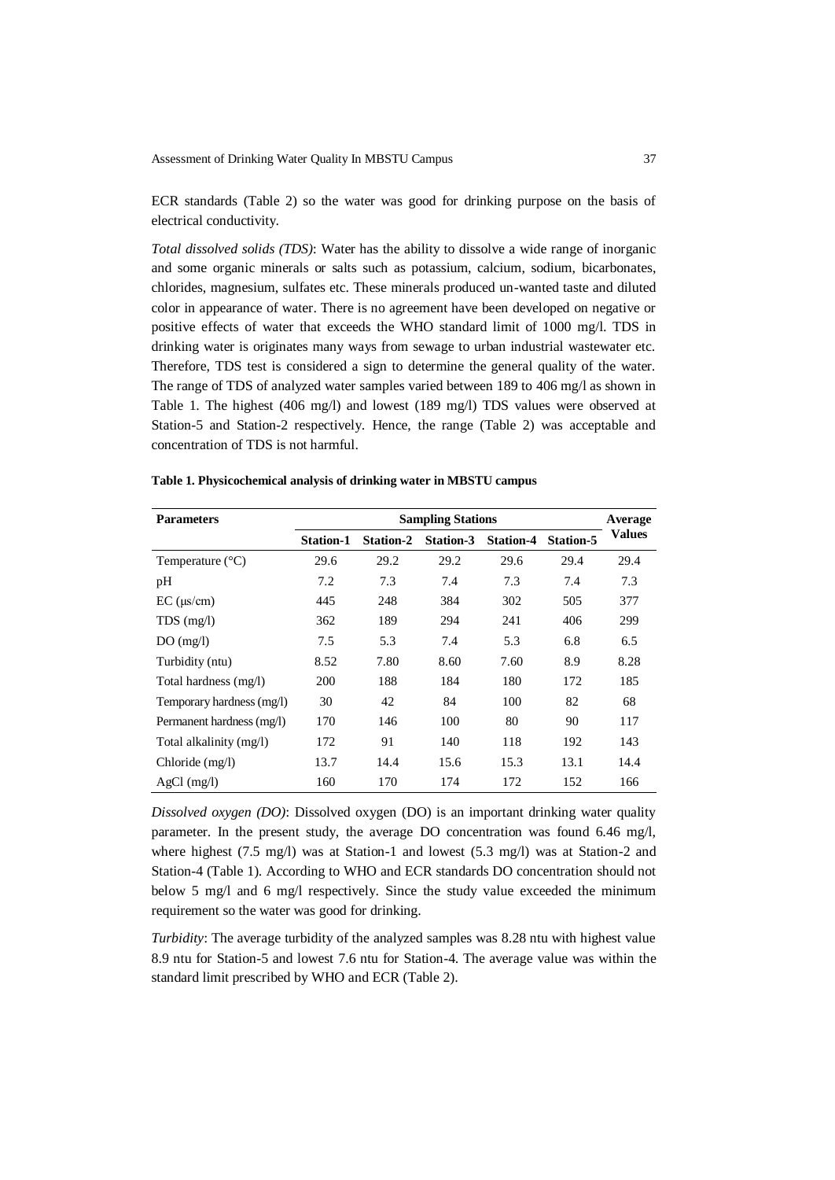ECR standards (Table 2) so the water was good for drinking purpose on the basis of electrical conductivity.

*Total dissolved solids (TDS)*: Water has the ability to dissolve a wide range of inorganic and some organic minerals or salts such as potassium, calcium, sodium, bicarbonates, chlorides, magnesium, sulfates etc. These minerals produced un-wanted taste and diluted color in appearance of water. There is no agreement have been developed on negative or positive effects of water that exceeds the WHO standard limit of 1000 mg/l. TDS in drinking water is originates many ways from sewage to urban industrial wastewater etc. Therefore, TDS test is considered a sign to determine the general quality of the water. The range of TDS of analyzed water samples varied between 189 to 406 mg/l as shown in Table 1. The highest (406 mg/l) and lowest (189 mg/l) TDS values were observed at Station-5 and Station-2 respectively. Hence, the range (Table 2) was acceptable and concentration of TDS is not harmful.

**Table 1. Physicochemical analysis of drinking water in MBSTU campus**

| Parameters | Sampling Stations | | | | | Average Values |
|---|---|---|---|---|---|---|
| | Station-1 | Station-2 | Station-3 | Station-4 | Station-5 | |
| Temperature (°C) | 29.6 | 29.2 | 29.2 | 29.6 | 29.4 | 29.4 |
| pH | 7.2 | 7.3 | 7.4 | 7.3 | 7.4 | 7.3 |
| EC (μs/cm) | 445 | 248 | 384 | 302 | 505 | 377 |
| TDS (mg/l) | 362 | 189 | 294 | 241 | 406 | 299 |
| DO (mg/l) | 7.5 | 5.3 | 7.4 | 5.3 | 6.8 | 6.5 |
| Turbidity (ntu) | 8.52 | 7.80 | 8.60 | 7.60 | 8.9 | 8.28 |
| Total hardness (mg/l) | 200 | 188 | 184 | 180 | 172 | 185 |
| Temporary hardness (mg/l) | 30 | 42 | 84 | 100 | 82 | 68 |
| Permanent hardness (mg/l) | 170 | 146 | 100 | 80 | 90 | 117 |
| Total alkalinity (mg/l) | 172 | 91 | 140 | 118 | 192 | 143 |
| Chloride (mg/l) | 13.7 | 14.4 | 15.6 | 15.3 | 13.1 | 14.4 |
| AgCl (mg/l) | 160 | 170 | 174 | 172 | 152 | 166 |

*Dissolved oxygen (DO)*: Dissolved oxygen (DO) is an important drinking water quality parameter. In the present study, the average DO concentration was found 6.46 mg/l, where highest (7.5 mg/l) was at Station-1 and lowest (5.3 mg/l) was at Station-2 and Station-4 (Table 1). According to WHO and ECR standards DO concentration should not below 5 mg/l and 6 mg/l respectively. Since the study value exceeded the minimum requirement so the water was good for drinking.

*Turbidity*: The average turbidity of the analyzed samples was 8.28 ntu with highest value 8.9 ntu for Station-5 and lowest 7.6 ntu for Station-4. The average value was within the standard limit prescribed by WHO and ECR (Table 2).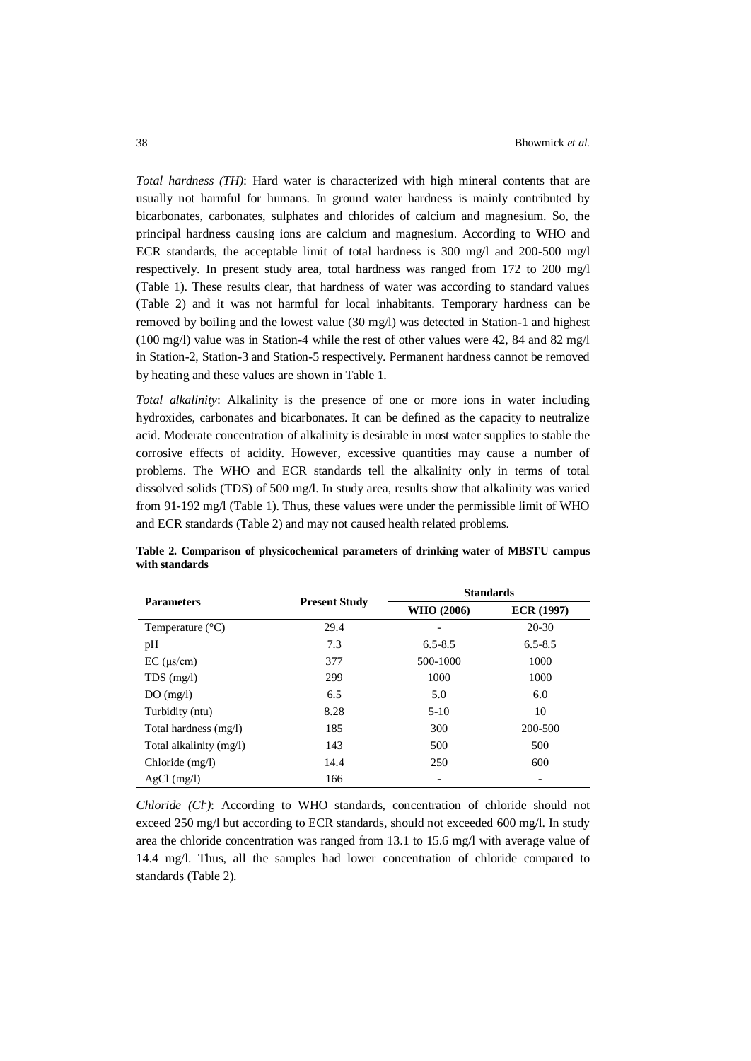*Total hardness (TH)*: Hard water is characterized with high mineral contents that are usually not harmful for humans. In ground water hardness is mainly contributed by bicarbonates, carbonates, sulphates and chlorides of calcium and magnesium. So, the principal hardness causing ions are calcium and magnesium. According to WHO and ECR standards, the acceptable limit of total hardness is 300 mg/l and 200-500 mg/l respectively. In present study area, total hardness was ranged from 172 to 200 mg/l (Table 1). These results clear, that hardness of water was according to standard values (Table 2) and it was not harmful for local inhabitants. Temporary hardness can be removed by boiling and the lowest value (30 mg/l) was detected in Station-1 and highest (100 mg/l) value was in Station-4 while the rest of other values were 42, 84 and 82 mg/l in Station-2, Station-3 and Station-5 respectively. Permanent hardness cannot be removed by heating and these values are shown in Table 1.

*Total alkalinity*: Alkalinity is the presence of one or more ions in water including hydroxides, carbonates and bicarbonates. It can be defined as the capacity to neutralize acid. Moderate concentration of alkalinity is desirable in most water supplies to stable the corrosive effects of acidity. However, excessive quantities may cause a number of problems. The WHO and ECR standards tell the alkalinity only in terms of total dissolved solids (TDS) of 500 mg/l. In study area, results show that alkalinity was varied from 91-192 mg/l (Table 1). Thus, these values were under the permissible limit of WHO and ECR standards (Table 2) and may not caused health related problems.

**Table 2. Comparison of physicochemical parameters of drinking water of MBSTU campus with standards**

| Parameters | Present Study | Standards | |
|---|---|---|---|
| | | **WHO (2006)** | **ECR (1997)** |
| Temperature (°C) | 29.4 | - | 20-30 |
| pH | 7.3 | 6.5-8.5 | 6.5-8.5 |
| EC (μs/cm) | 377 | 500-1000 | 1000 |
| TDS (mg/l) | 299 | 1000 | 1000 |
| DO (mg/l) | 6.5 | 5.0 | 6.0 |
| Turbidity (ntu) | 8.28 | 5-10 | 10 |
| Total hardness (mg/l) | 185 | 300 | 200-500 |
| Total alkalinity (mg/l) | 143 | 500 | 500 |
| Chloride (mg/l) | 14.4 | 250 | 600 |
| AgCl (mg/l) | 166 | - | - |

*Chloride ($Cl^-$)*: According to WHO standards, concentration of chloride should not exceed 250 mg/l but according to ECR standards, should not exceeded 600 mg/l. In study area the chloride concentration was ranged from 13.1 to 15.6 mg/l with average value of 14.4 mg/l. Thus, all the samples had lower concentration of chloride compared to standards (Table 2).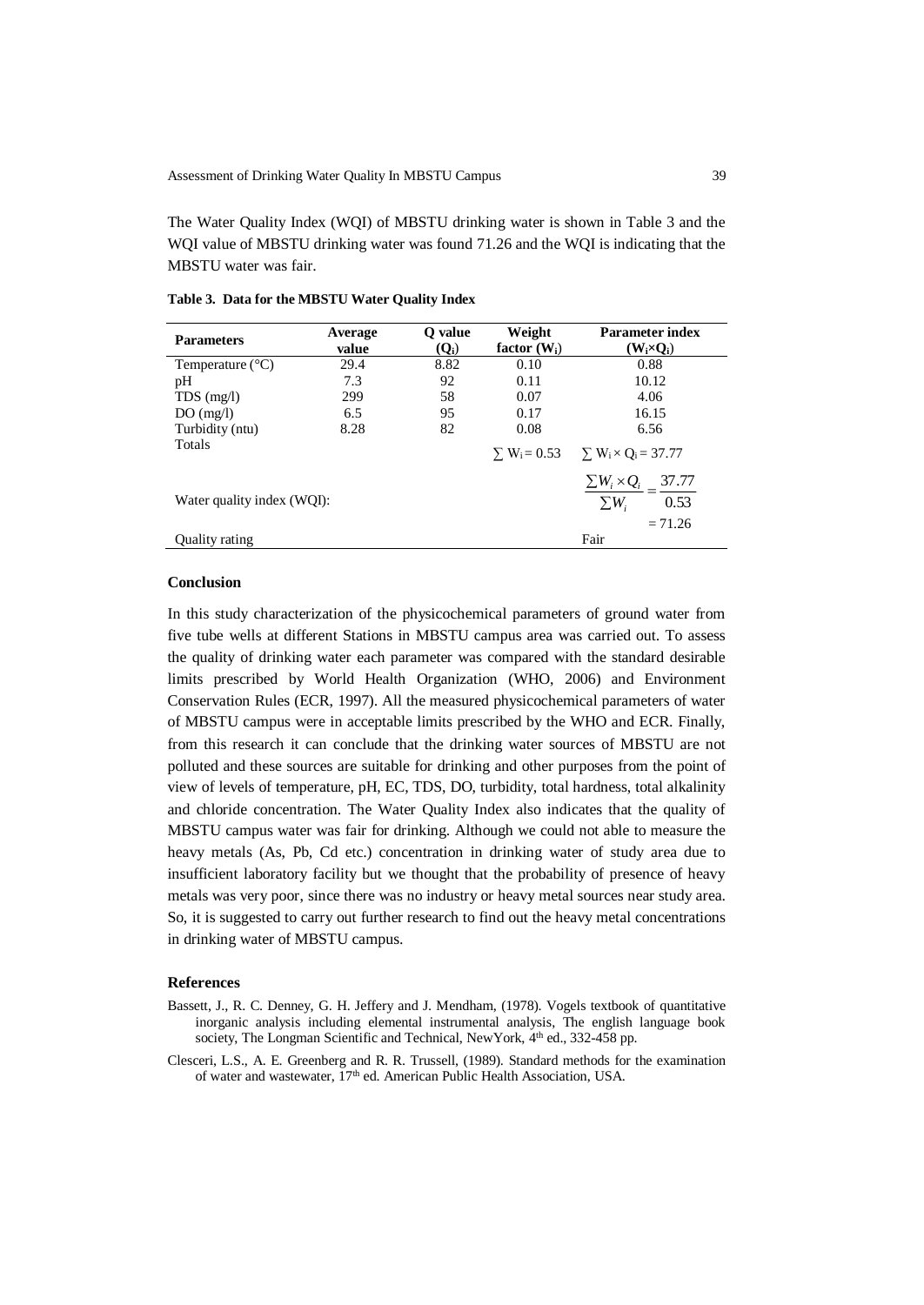The Water Quality Index (WQI) of MBSTU drinking water is shown in Table 3 and the WQI value of MBSTU drinking water was found 71.26 and the WQI is indicating that the MBSTU water was fair.

**Table 3. Data for the MBSTU Water Quality Index**

| Parameters | Average value | Q value ($Q_i$) | Weight factor ($W_i$) | Parameter index ($W_i \times Q_i$) |
|---|---|---|---|---|
| Temperature (°C) | 29.4 | 8.82 | 0.10 | 0.88 |
| pH | 7.3 | 92 | 0.11 | 10.12 |
| TDS (mg/l) | 299 | 58 | 0.07 | 4.06 |
| DO (mg/l) | 6.5 | 95 | 0.17 | 16.15 |
| Turbidity (ntu) | 8.28 | 82 | 0.08 | 6.56 |
| Totals | | | $\sum W_i = 0.53$ | $\sum W_i \times Q_i = 37.77$ |
| Water quality index (WQI): | | | | $\frac{\sum W_i \times Q_i}{\sum W_i} = \frac{37.77}{0.53} = 71.26$ |
| Quality rating | | | | Fair |

## Conclusion

In this study characterization of the physicochemical parameters of ground water from five tube wells at different Stations in MBSTU campus area was carried out. To assess the quality of drinking water each parameter was compared with the standard desirable limits prescribed by World Health Organization (WHO, 2006) and Environment Conservation Rules (ECR, 1997). All the measured physicochemical parameters of water of MBSTU campus were in acceptable limits prescribed by the WHO and ECR. Finally, from this research it can conclude that the drinking water sources of MBSTU are not polluted and these sources are suitable for drinking and other purposes from the point of view of levels of temperature, pH, EC, TDS, DO, turbidity, total hardness, total alkalinity and chloride concentration. The Water Quality Index also indicates that the quality of MBSTU campus water was fair for drinking. Although we could not able to measure the heavy metals (As, Pb, Cd etc.) concentration in drinking water of study area due to insufficient laboratory facility but we thought that the probability of presence of heavy metals was very poor, since there was no industry or heavy metal sources near study area. So, it is suggested to carry out further research to find out the heavy metal concentrations in drinking water of MBSTU campus.

## References

Bassett, J., R. C. Denney, G. H. Jeffery and J. Mendham, (1978). Vogels textbook of quantitative inorganic analysis including elemental instrumental analysis, The english language book society, The Longman Scientific and Technical, NewYork, 4th ed., 332-458 pp.

Clesceri, L.S., A. E. Greenberg and R. R. Trussell, (1989). Standard methods for the examination of water and wastewater, 17th ed. American Public Health Association, USA.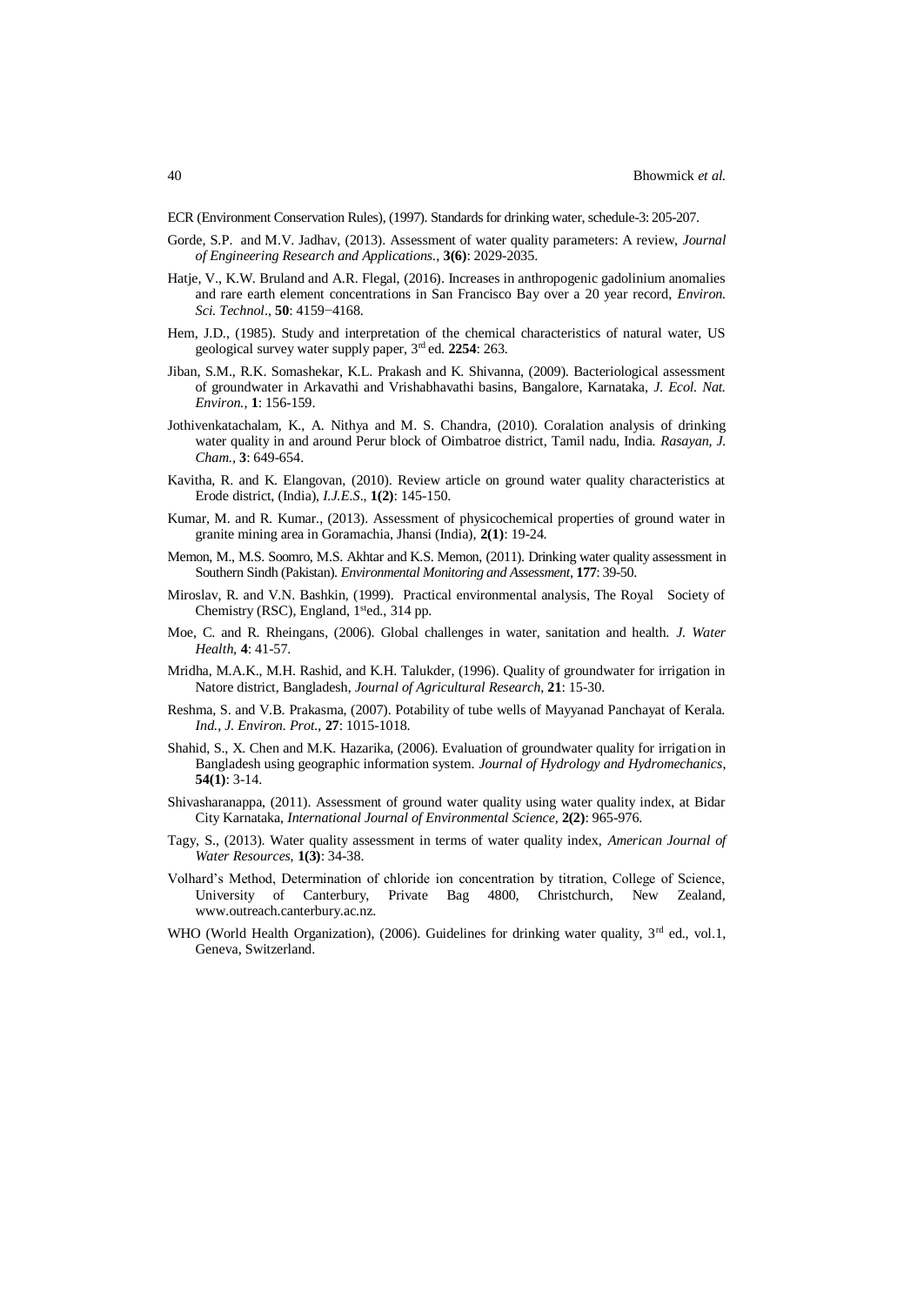ECR (Environment Conservation Rules), (1997). Standards for drinking water, schedule-3: 205-207.

Gorde, S.P. and M.V. Jadhav, (2013). Assessment of water quality parameters: A review, *Journal of Engineering Research and Applications*., **3(6)**: 2029-2035.

Hatje, V., K.W. Bruland and A.R. Flegal, (2016). Increases in anthropogenic gadolinium anomalies and rare earth element concentrations in San Francisco Bay over a 20 year record, *Environ. Sci. Technol*., **50**: 4159−4168.

Hem, J.D., (1985). Study and interpretation of the chemical characteristics of natural water, US geological survey water supply paper, 3rd ed. **2254**: 263.

Jiban, S.M., R.K. Somashekar, K.L. Prakash and K. Shivanna, (2009). Bacteriological assessment of groundwater in Arkavathi and Vrishabhavathi basins, Bangalore, Karnataka, *J. Ecol. Nat. Environ.*, **1**: 156-159.

Jothivenkatachalam, K., A. Nithya and M. S. Chandra, (2010). Coralation analysis of drinking water quality in and around Perur block of Oimbatroe district, Tamil nadu, India. *Rasayan, J. Cham.*, **3**: 649-654.

Kavitha, R. and K. Elangovan, (2010). Review article on ground water quality characteristics at Erode district, (India), *I.J.E.S*., **1(2)**: 145-150.

Kumar, M. and R. Kumar., (2013). Assessment of physicochemical properties of ground water in granite mining area in Goramachia, Jhansi (India), **2(1)**: 19-24.

Memon, M., M.S. Soomro, M.S. Akhtar and K.S. Memon, (2011). Drinking water quality assessment in Southern Sindh (Pakistan). *Environmental Monitoring and Assessment*, **177**: 39-50.

Miroslav, R. and V.N. Bashkin, (1999). Practical environmental analysis, The Royal Society of Chemistry (RSC), England, 1sted., 314 pp.

Moe, C. and R. Rheingans, (2006). Global challenges in water, sanitation and health. *J. Water Health*, **4**: 41-57.

Mridha, M.A.K., M.H. Rashid, and K.H. Talukder, (1996). Quality of groundwater for irrigation in Natore district, Bangladesh, *Journal of Agricultural Research*, **21**: 15-30.

Reshma, S. and V.B. Prakasma, (2007). Potability of tube wells of Mayyanad Panchayat of Kerala. *Ind., J. Environ. Prot.*, **27**: 1015-1018.

Shahid, S., X. Chen and M.K. Hazarika, (2006). Evaluation of groundwater quality for irrigation in Bangladesh using geographic information system. *Journal of Hydrology and Hydromechanics*, **54(1)**: 3-14.

Shivasharanappa, (2011). Assessment of ground water quality using water quality index, at Bidar City Karnataka, *International Journal of Environmental Science*, **2(2)**: 965-976.

Tagy, S., (2013). Water quality assessment in terms of water quality index, *American Journal of Water Resources*, **1(3)**: 34-38.

Volhard's Method, Determination of chloride ion concentration by titration, College of Science, University of Canterbury, Private Bag 4800, Christchurch, New Zealand, www.outreach.canterbury.ac.nz.

WHO (World Health Organization), (2006). Guidelines for drinking water quality, 3rd ed., vol.1, Geneva, Switzerland.